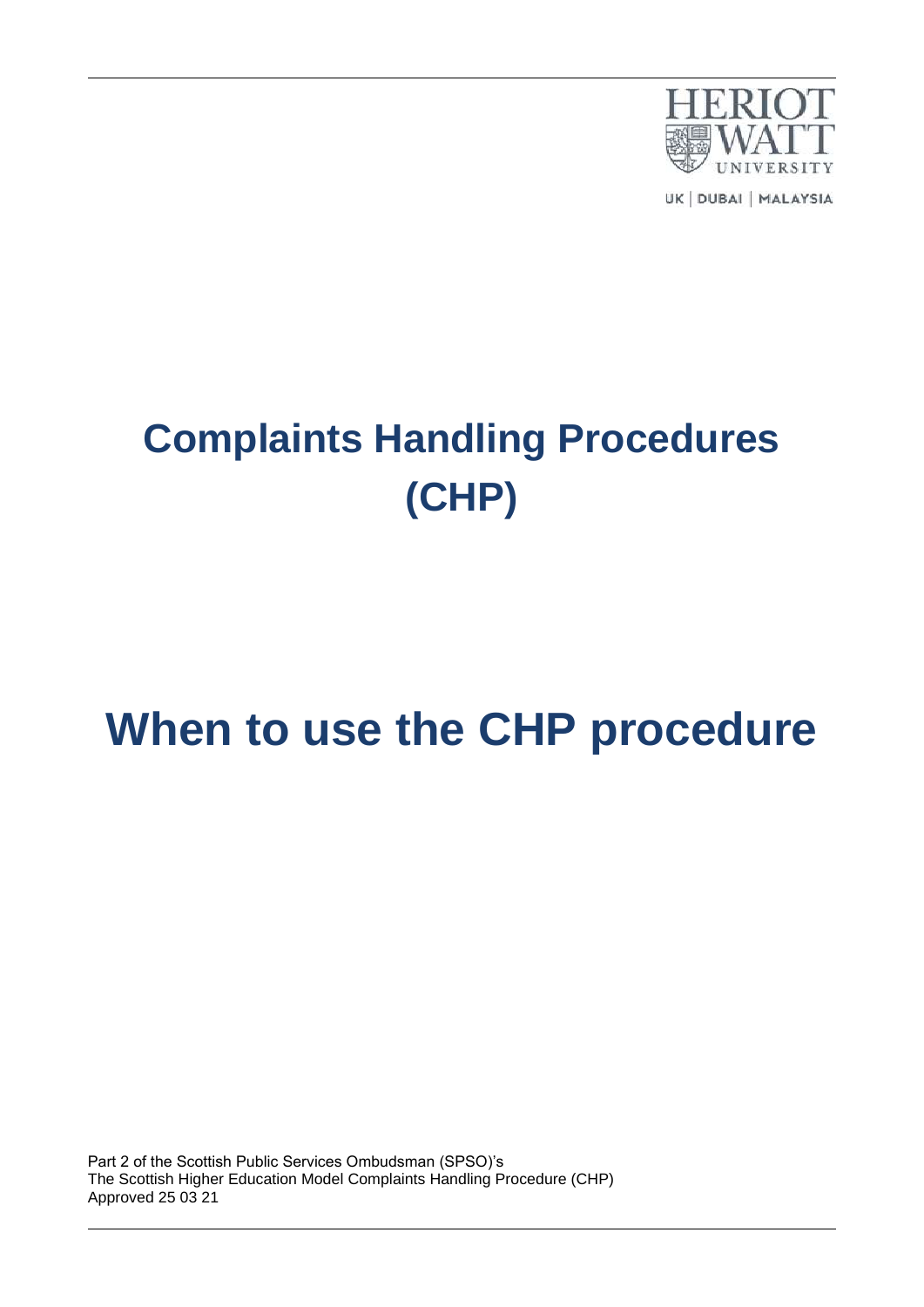# Complaints Handling Procedures (CHP)

# When to use the CHP procedure

Part 2 of the Scottish Public Services Ombudsman (SPSO)'s
The Scottish Higher Education Model Complaints Handling Procedure (CHP)
Approved 25 03 21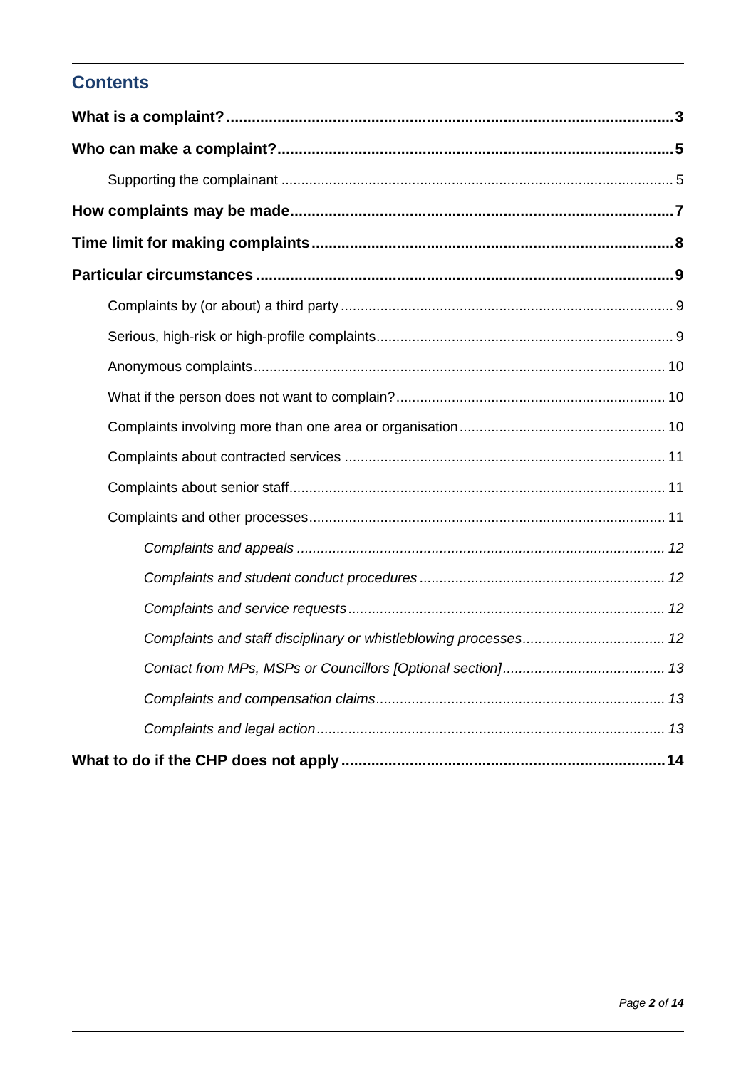## Contents

**What is a complaint?** ... **3**

**Who can make a complaint?** ... **5**

- Supporting the complainant ... 5

**How complaints may be made** ... **7**

**Time limit for making complaints** ... **8**

**Particular circumstances** ... **9**

- Complaints by (or about) a third party ... 9
- Serious, high-risk or high-profile complaints ... 9
- Anonymous complaints ... 10
- What if the person does not want to complain? ... 10
- Complaints involving more than one area or organisation ... 10
- Complaints about contracted services ... 11
- Complaints about senior staff ... 11
- Complaints and other processes ... 11
  - *Complaints and appeals* ... *12*
  - *Complaints and student conduct procedures* ... *12*
  - *Complaints and service requests* ... *12*
  - *Complaints and staff disciplinary or whistleblowing processes* ... *12*
  - *Contact from MPs, MSPs or Councillors [Optional section]* ... *13*
  - *Complaints and compensation claims* ... *13*
  - *Complaints and legal action* ... *13*

**What to do if the CHP does not apply** ... **14**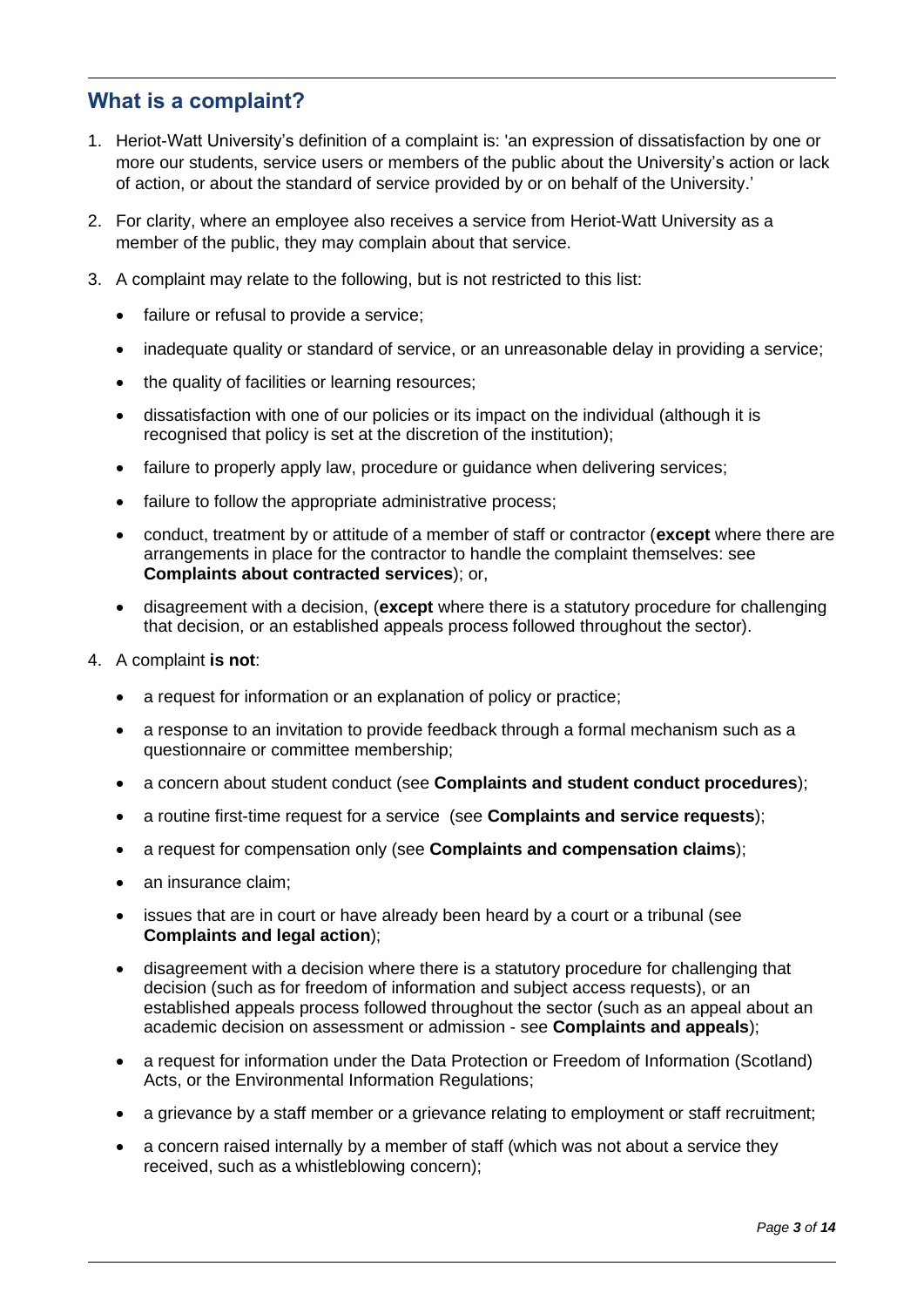## What is a complaint?

1. Heriot-Watt University's definition of a complaint is: 'an expression of dissatisfaction by one or more our students, service users or members of the public about the University's action or lack of action, or about the standard of service provided by or on behalf of the University.'

2. For clarity, where an employee also receives a service from Heriot-Watt University as a member of the public, they may complain about that service.

3. A complaint may relate to the following, but is not restricted to this list:

   - failure or refusal to provide a service;
   - inadequate quality or standard of service, or an unreasonable delay in providing a service;
   - the quality of facilities or learning resources;
   - dissatisfaction with one of our policies or its impact on the individual (although it is recognised that policy is set at the discretion of the institution);
   - failure to properly apply law, procedure or guidance when delivering services;
   - failure to follow the appropriate administrative process;
   - conduct, treatment by or attitude of a member of staff or contractor (**except** where there are arrangements in place for the contractor to handle the complaint themselves: see **Complaints about contracted services**); or,
   - disagreement with a decision, (**except** where there is a statutory procedure for challenging that decision, or an established appeals process followed throughout the sector).

4. A complaint **is not**:

   - a request for information or an explanation of policy or practice;
   - a response to an invitation to provide feedback through a formal mechanism such as a questionnaire or committee membership;
   - a concern about student conduct (see **Complaints and student conduct procedures**);
   - a routine first-time request for a service (see **Complaints and service requests**);
   - a request for compensation only (see **Complaints and compensation claims**);
   - an insurance claim;
   - issues that are in court or have already been heard by a court or a tribunal (see **Complaints and legal action**);
   - disagreement with a decision where there is a statutory procedure for challenging that decision (such as for freedom of information and subject access requests), or an established appeals process followed throughout the sector (such as an appeal about an academic decision on assessment or admission - see **Complaints and appeals**);
   - a request for information under the Data Protection or Freedom of Information (Scotland) Acts, or the Environmental Information Regulations;
   - a grievance by a staff member or a grievance relating to employment or staff recruitment;
   - a concern raised internally by a member of staff (which was not about a service they received, such as a whistleblowing concern);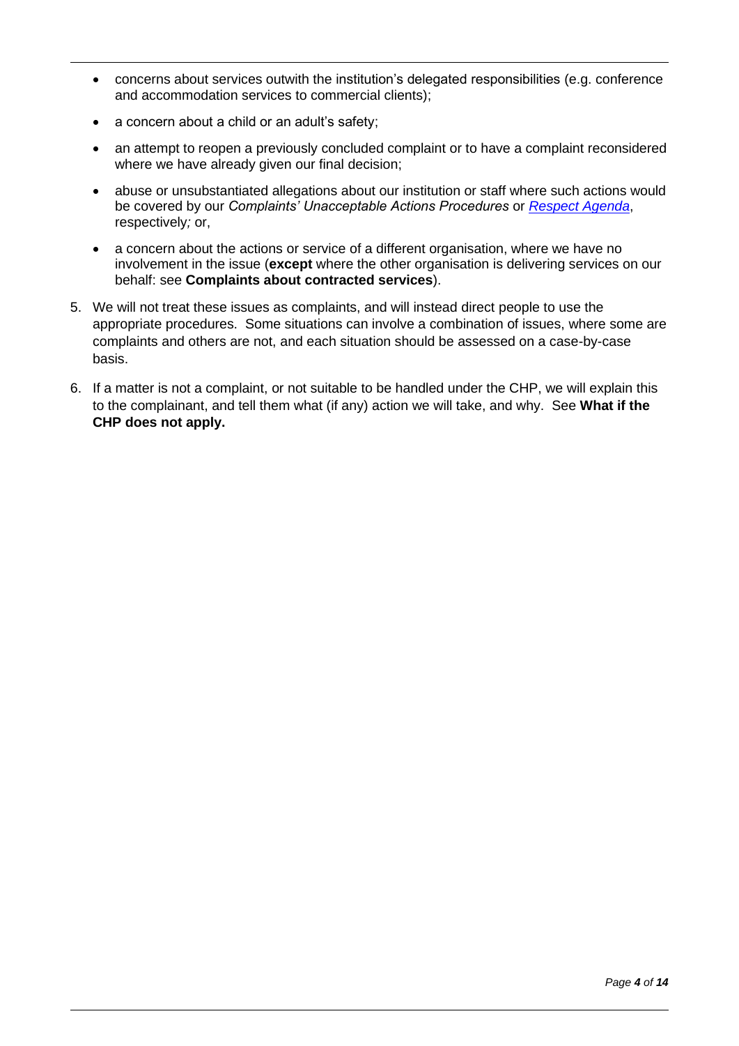- concerns about services outwith the institution's delegated responsibilities (e.g. conference and accommodation services to commercial clients);
- a concern about a child or an adult's safety;
- an attempt to reopen a previously concluded complaint or to have a complaint reconsidered where we have already given our final decision;
- abuse or unsubstantiated allegations about our institution or staff where such actions would be covered by our *Complaints' Unacceptable Actions Procedures* or *Respect Agenda*, respectively*;* or,
- a concern about the actions or service of a different organisation, where we have no involvement in the issue (**except** where the other organisation is delivering services on our behalf: see **Complaints about contracted services**).

5. We will not treat these issues as complaints, and will instead direct people to use the appropriate procedures. Some situations can involve a combination of issues, where some are complaints and others are not, and each situation should be assessed on a case-by-case basis.

6. If a matter is not a complaint, or not suitable to be handled under the CHP, we will explain this to the complainant, and tell them what (if any) action we will take, and why. See **What if the CHP does not apply.**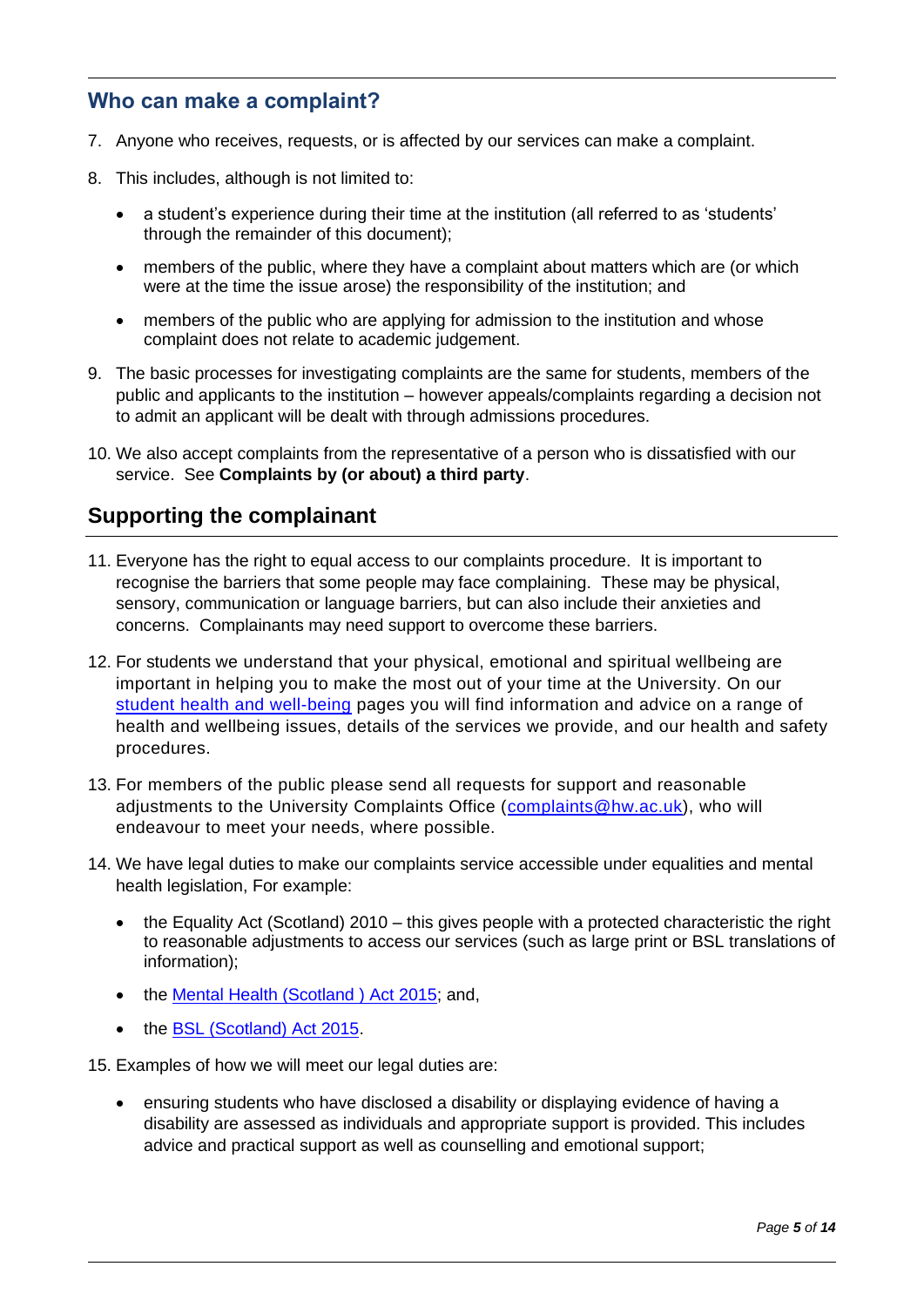## Who can make a complaint?

7. Anyone who receives, requests, or is affected by our services can make a complaint.

8. This includes, although is not limited to:

   - a student's experience during their time at the institution (all referred to as 'students' through the remainder of this document);
   - members of the public, where they have a complaint about matters which are (or which were at the time the issue arose) the responsibility of the institution; and
   - members of the public who are applying for admission to the institution and whose complaint does not relate to academic judgement.

9. The basic processes for investigating complaints are the same for students, members of the public and applicants to the institution – however appeals/complaints regarding a decision not to admit an applicant will be dealt with through admissions procedures.

10. We also accept complaints from the representative of a person who is dissatisfied with our service. See **Complaints by (or about) a third party**.

## Supporting the complainant

11. Everyone has the right to equal access to our complaints procedure. It is important to recognise the barriers that some people may face complaining. These may be physical, sensory, communication or language barriers, but can also include their anxieties and concerns. Complainants may need support to overcome these barriers.

12. For students we understand that your physical, emotional and spiritual wellbeing are important in helping you to make the most out of your time at the University. On our [student health and well-being]() pages you will find information and advice on a range of health and wellbeing issues, details of the services we provide, and our health and safety procedures.

13. For members of the public please send all requests for support and reasonable adjustments to the University Complaints Office ([complaints@hw.ac.uk](mailto:complaints@hw.ac.uk)), who will endeavour to meet your needs, where possible.

14. We have legal duties to make our complaints service accessible under equalities and mental health legislation, For example:

   - the Equality Act (Scotland) 2010 – this gives people with a protected characteristic the right to reasonable adjustments to access our services (such as large print or BSL translations of information);
   - the [Mental Health (Scotland ) Act 2015](); and,
   - the [BSL (Scotland) Act 2015]().

15. Examples of how we will meet our legal duties are:

   - ensuring students who have disclosed a disability or displaying evidence of having a disability are assessed as individuals and appropriate support is provided. This includes advice and practical support as well as counselling and emotional support;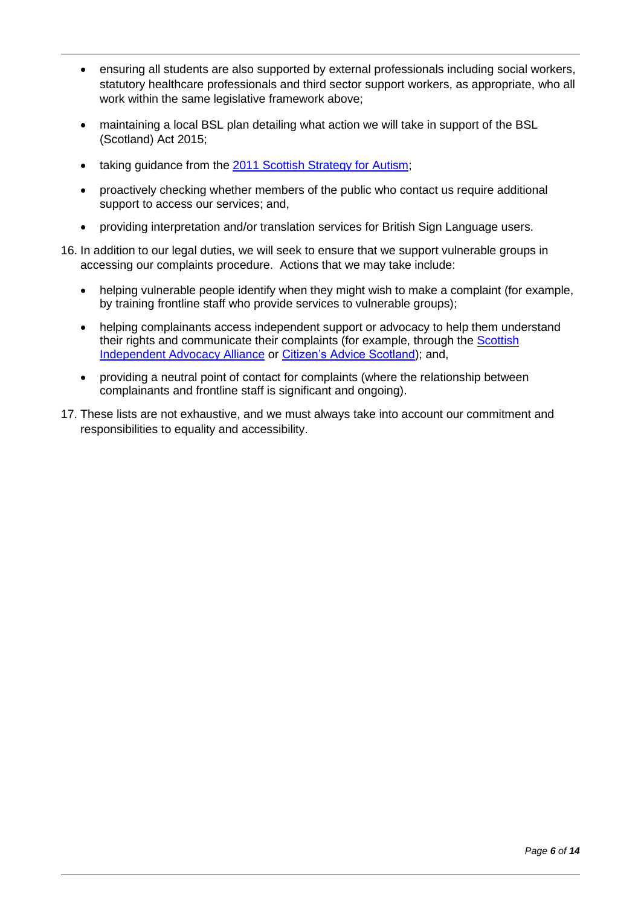- ensuring all students are also supported by external professionals including social workers, statutory healthcare professionals and third sector support workers, as appropriate, who all work within the same legislative framework above;

- maintaining a local BSL plan detailing what action we will take in support of the BSL (Scotland) Act 2015;

- taking guidance from the [2011 Scottish Strategy for Autism](#);

- proactively checking whether members of the public who contact us require additional support to access our services; and,

- providing interpretation and/or translation services for British Sign Language users.

16. In addition to our legal duties, we will seek to ensure that we support vulnerable groups in accessing our complaints procedure. Actions that we may take include:

    - helping vulnerable people identify when they might wish to make a complaint (for example, by training frontline staff who provide services to vulnerable groups);

    - helping complainants access independent support or advocacy to help them understand their rights and communicate their complaints (for example, through the [Scottish Independent Advocacy Alliance](#) or [Citizen's Advice Scotland](#)); and,

    - providing a neutral point of contact for complaints (where the relationship between complainants and frontline staff is significant and ongoing).

17. These lists are not exhaustive, and we must always take into account our commitment and responsibilities to equality and accessibility.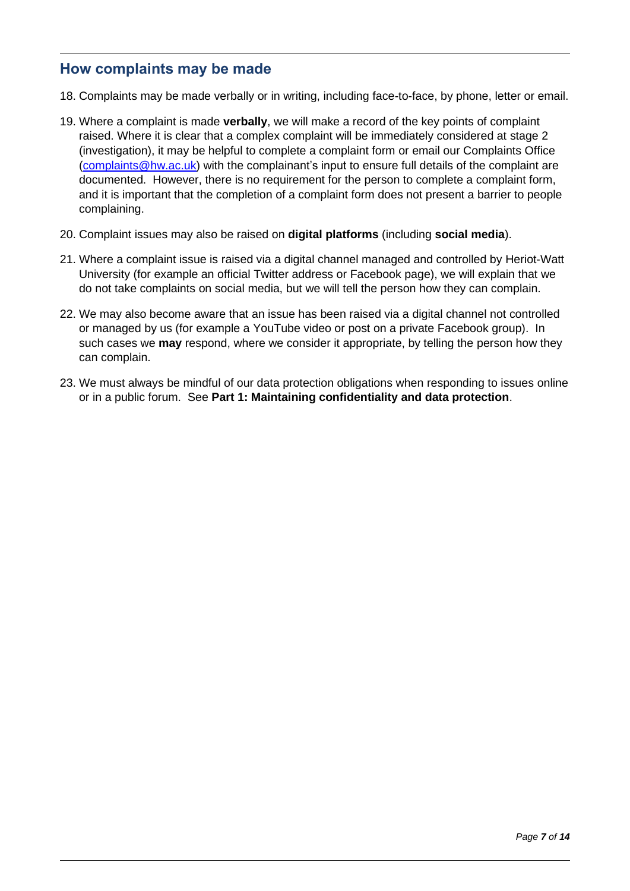## How complaints may be made

18. Complaints may be made verbally or in writing, including face-to-face, by phone, letter or email.

19. Where a complaint is made **verbally**, we will make a record of the key points of complaint raised. Where it is clear that a complex complaint will be immediately considered at stage 2 (investigation), it may be helpful to complete a complaint form or email our Complaints Office (complaints@hw.ac.uk) with the complainant's input to ensure full details of the complaint are documented. However, there is no requirement for the person to complete a complaint form, and it is important that the completion of a complaint form does not present a barrier to people complaining.

20. Complaint issues may also be raised on **digital platforms** (including **social media**).

21. Where a complaint issue is raised via a digital channel managed and controlled by Heriot-Watt University (for example an official Twitter address or Facebook page), we will explain that we do not take complaints on social media, but we will tell the person how they can complain.

22. We may also become aware that an issue has been raised via a digital channel not controlled or managed by us (for example a YouTube video or post on a private Facebook group). In such cases we **may** respond, where we consider it appropriate, by telling the person how they can complain.

23. We must always be mindful of our data protection obligations when responding to issues online or in a public forum. See **Part 1: Maintaining confidentiality and data protection**.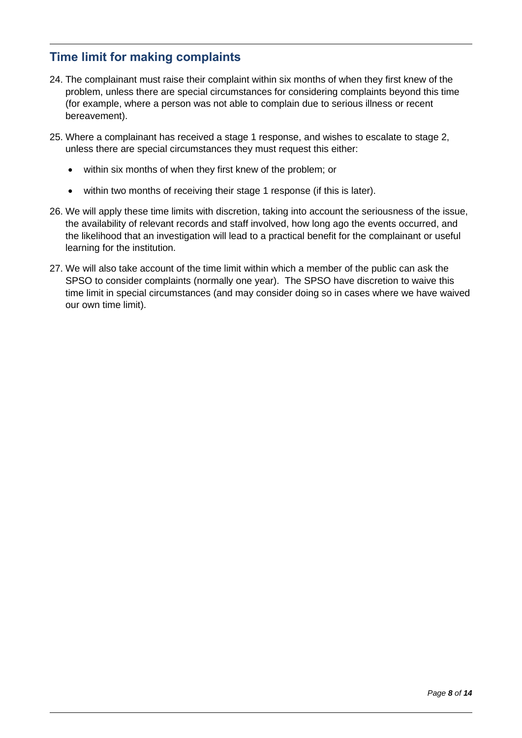## Time limit for making complaints

24. The complainant must raise their complaint within six months of when they first knew of the problem, unless there are special circumstances for considering complaints beyond this time (for example, where a person was not able to complain due to serious illness or recent bereavement).

25. Where a complainant has received a stage 1 response, and wishes to escalate to stage 2, unless there are special circumstances they must request this either:

    - within six months of when they first knew of the problem; or
    - within two months of receiving their stage 1 response (if this is later).

26. We will apply these time limits with discretion, taking into account the seriousness of the issue, the availability of relevant records and staff involved, how long ago the events occurred, and the likelihood that an investigation will lead to a practical benefit for the complainant or useful learning for the institution.

27. We will also take account of the time limit within which a member of the public can ask the SPSO to consider complaints (normally one year). The SPSO have discretion to waive this time limit in special circumstances (and may consider doing so in cases where we have waived our own time limit).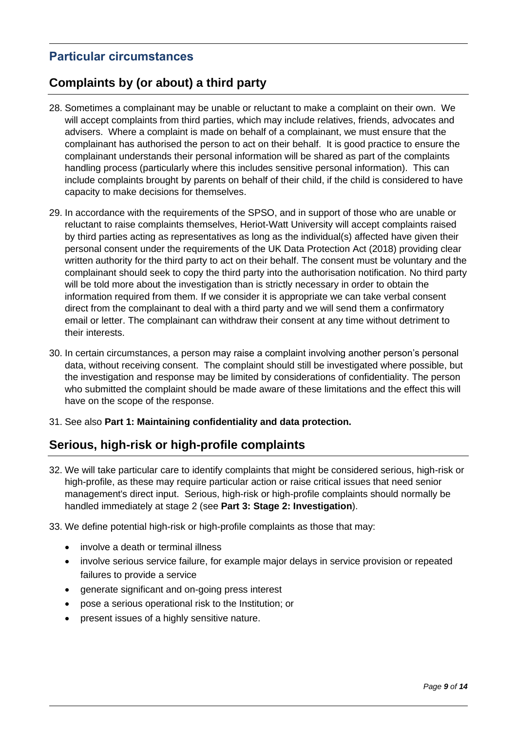## Particular circumstances

## Complaints by (or about) a third party

28. Sometimes a complainant may be unable or reluctant to make a complaint on their own. We will accept complaints from third parties, which may include relatives, friends, advocates and advisers. Where a complaint is made on behalf of a complainant, we must ensure that the complainant has authorised the person to act on their behalf. It is good practice to ensure the complainant understands their personal information will be shared as part of the complaints handling process (particularly where this includes sensitive personal information). This can include complaints brought by parents on behalf of their child, if the child is considered to have capacity to make decisions for themselves.

29. In accordance with the requirements of the SPSO, and in support of those who are unable or reluctant to raise complaints themselves, Heriot-Watt University will accept complaints raised by third parties acting as representatives as long as the individual(s) affected have given their personal consent under the requirements of the UK Data Protection Act (2018) providing clear written authority for the third party to act on their behalf. The consent must be voluntary and the complainant should seek to copy the third party into the authorisation notification. No third party will be told more about the investigation than is strictly necessary in order to obtain the information required from them. If we consider it is appropriate we can take verbal consent direct from the complainant to deal with a third party and we will send them a confirmatory email or letter. The complainant can withdraw their consent at any time without detriment to their interests.

30. In certain circumstances, a person may raise a complaint involving another person's personal data, without receiving consent. The complaint should still be investigated where possible, but the investigation and response may be limited by considerations of confidentiality. The person who submitted the complaint should be made aware of these limitations and the effect this will have on the scope of the response.

31. See also **Part 1: Maintaining confidentiality and data protection.**

## Serious, high-risk or high-profile complaints

32. We will take particular care to identify complaints that might be considered serious, high-risk or high-profile, as these may require particular action or raise critical issues that need senior management's direct input. Serious, high-risk or high-profile complaints should normally be handled immediately at stage 2 (see **Part 3: Stage 2: Investigation**).

33. We define potential high-risk or high-profile complaints as those that may:

    - involve a death or terminal illness
    - involve serious service failure, for example major delays in service provision or repeated failures to provide a service
    - generate significant and on-going press interest
    - pose a serious operational risk to the Institution; or
    - present issues of a highly sensitive nature.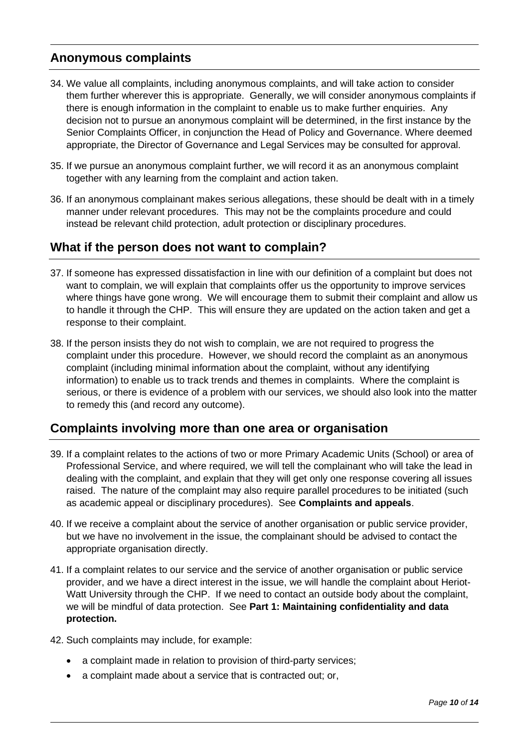## Anonymous complaints

34. We value all complaints, including anonymous complaints, and will take action to consider them further wherever this is appropriate. Generally, we will consider anonymous complaints if there is enough information in the complaint to enable us to make further enquiries. Any decision not to pursue an anonymous complaint will be determined, in the first instance by the Senior Complaints Officer, in conjunction the Head of Policy and Governance. Where deemed appropriate, the Director of Governance and Legal Services may be consulted for approval.

35. If we pursue an anonymous complaint further, we will record it as an anonymous complaint together with any learning from the complaint and action taken.

36. If an anonymous complainant makes serious allegations, these should be dealt with in a timely manner under relevant procedures. This may not be the complaints procedure and could instead be relevant child protection, adult protection or disciplinary procedures.

## What if the person does not want to complain?

37. If someone has expressed dissatisfaction in line with our definition of a complaint but does not want to complain, we will explain that complaints offer us the opportunity to improve services where things have gone wrong. We will encourage them to submit their complaint and allow us to handle it through the CHP. This will ensure they are updated on the action taken and get a response to their complaint.

38. If the person insists they do not wish to complain, we are not required to progress the complaint under this procedure. However, we should record the complaint as an anonymous complaint (including minimal information about the complaint, without any identifying information) to enable us to track trends and themes in complaints. Where the complaint is serious, or there is evidence of a problem with our services, we should also look into the matter to remedy this (and record any outcome).

## Complaints involving more than one area or organisation

39. If a complaint relates to the actions of two or more Primary Academic Units (School) or area of Professional Service, and where required, we will tell the complainant who will take the lead in dealing with the complaint, and explain that they will get only one response covering all issues raised. The nature of the complaint may also require parallel procedures to be initiated (such as academic appeal or disciplinary procedures). See **Complaints and appeals**.

40. If we receive a complaint about the service of another organisation or public service provider, but we have no involvement in the issue, the complainant should be advised to contact the appropriate organisation directly.

41. If a complaint relates to our service and the service of another organisation or public service provider, and we have a direct interest in the issue, we will handle the complaint about Heriot-Watt University through the CHP. If we need to contact an outside body about the complaint, we will be mindful of data protection. See **Part 1: Maintaining confidentiality and data protection.**

42. Such complaints may include, for example:

    - a complaint made in relation to provision of third-party services;
    - a complaint made about a service that is contracted out; or,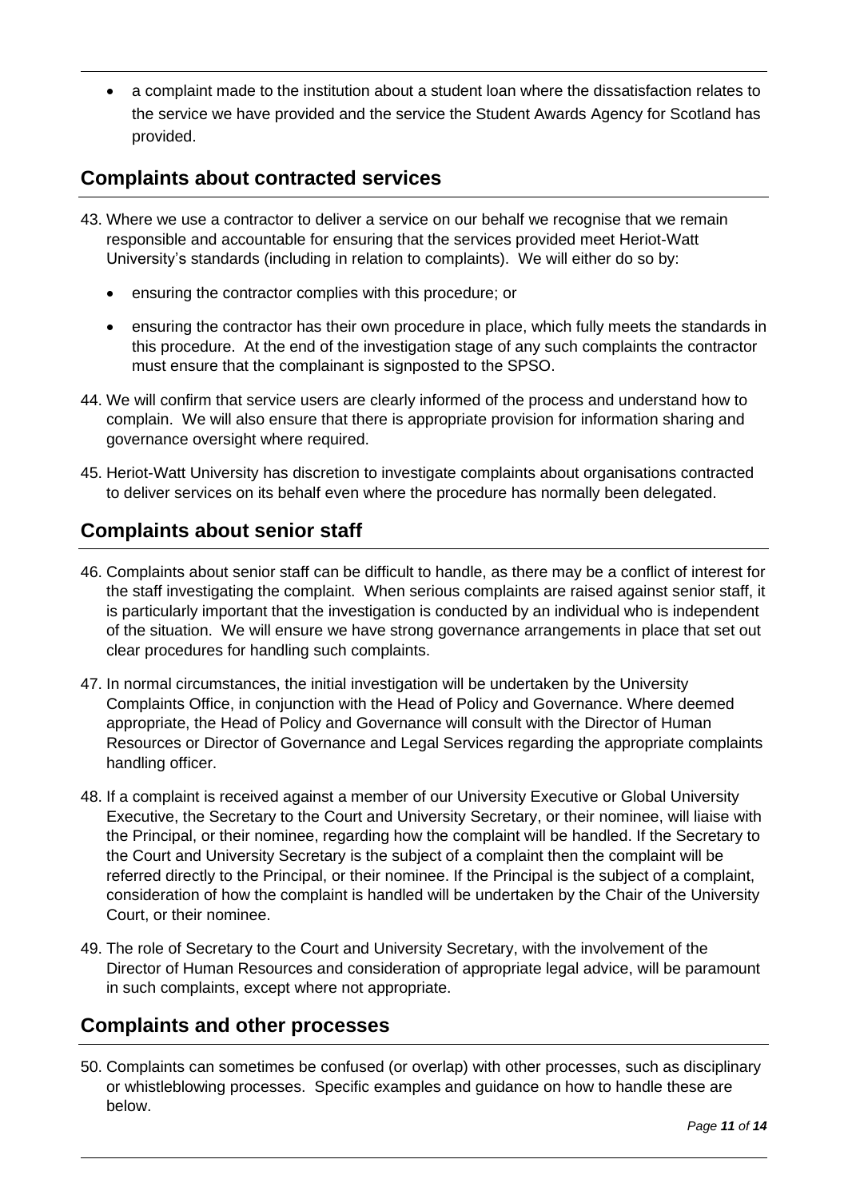- a complaint made to the institution about a student loan where the dissatisfaction relates to the service we have provided and the service the Student Awards Agency for Scotland has provided.

## Complaints about contracted services

43. Where we use a contractor to deliver a service on our behalf we recognise that we remain responsible and accountable for ensuring that the services provided meet Heriot-Watt University's standards (including in relation to complaints). We will either do so by:

    - ensuring the contractor complies with this procedure; or
    - ensuring the contractor has their own procedure in place, which fully meets the standards in this procedure. At the end of the investigation stage of any such complaints the contractor must ensure that the complainant is signposted to the SPSO.

44. We will confirm that service users are clearly informed of the process and understand how to complain. We will also ensure that there is appropriate provision for information sharing and governance oversight where required.

45. Heriot-Watt University has discretion to investigate complaints about organisations contracted to deliver services on its behalf even where the procedure has normally been delegated.

## Complaints about senior staff

46. Complaints about senior staff can be difficult to handle, as there may be a conflict of interest for the staff investigating the complaint. When serious complaints are raised against senior staff, it is particularly important that the investigation is conducted by an individual who is independent of the situation. We will ensure we have strong governance arrangements in place that set out clear procedures for handling such complaints.

47. In normal circumstances, the initial investigation will be undertaken by the University Complaints Office, in conjunction with the Head of Policy and Governance. Where deemed appropriate, the Head of Policy and Governance will consult with the Director of Human Resources or Director of Governance and Legal Services regarding the appropriate complaints handling officer.

48. If a complaint is received against a member of our University Executive or Global University Executive, the Secretary to the Court and University Secretary, or their nominee, will liaise with the Principal, or their nominee, regarding how the complaint will be handled. If the Secretary to the Court and University Secretary is the subject of a complaint then the complaint will be referred directly to the Principal, or their nominee. If the Principal is the subject of a complaint, consideration of how the complaint is handled will be undertaken by the Chair of the University Court, or their nominee.

49. The role of Secretary to the Court and University Secretary, with the involvement of the Director of Human Resources and consideration of appropriate legal advice, will be paramount in such complaints, except where not appropriate.

## Complaints and other processes

50. Complaints can sometimes be confused (or overlap) with other processes, such as disciplinary or whistleblowing processes. Specific examples and guidance on how to handle these are below.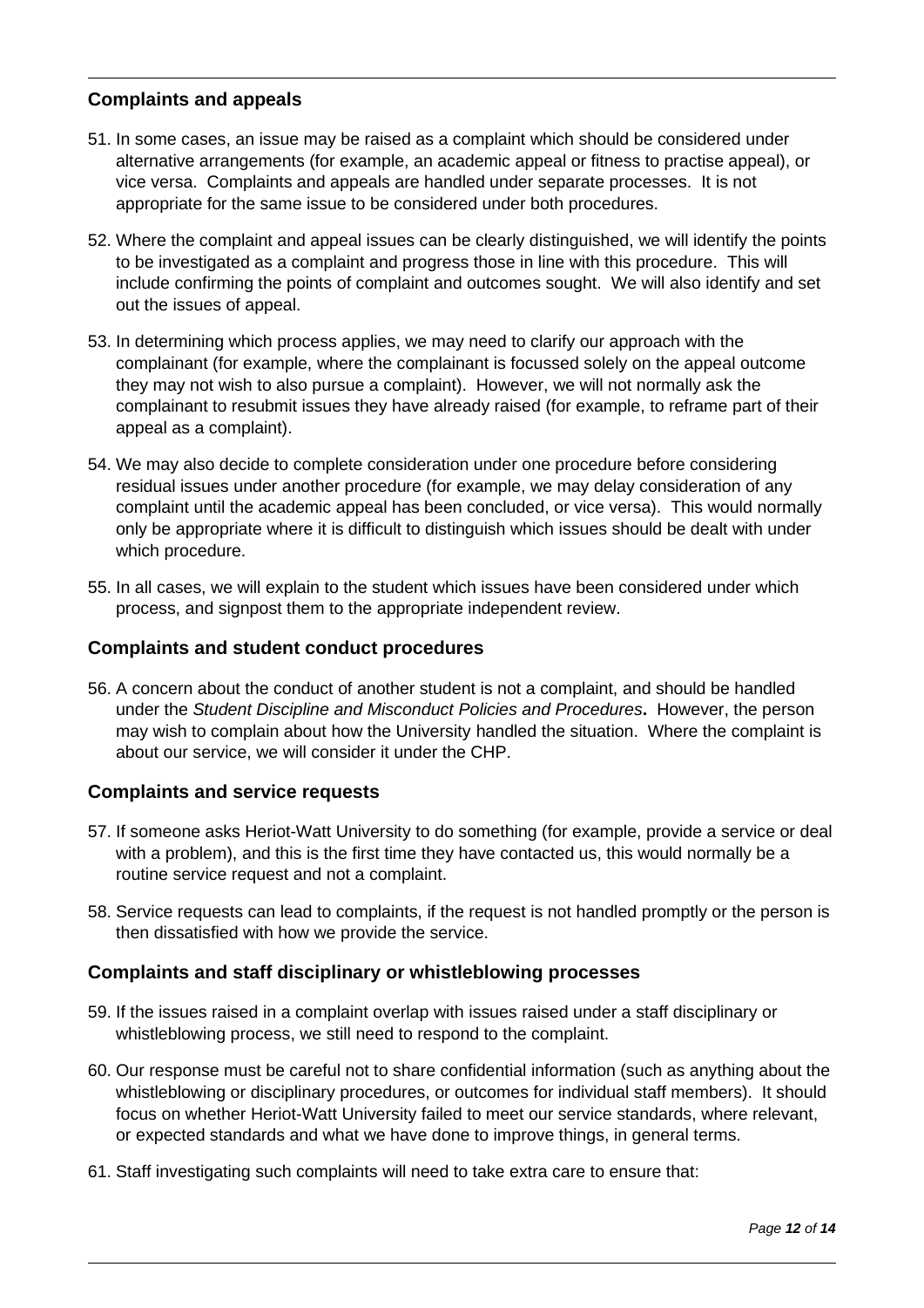## Complaints and appeals

51. In some cases, an issue may be raised as a complaint which should be considered under alternative arrangements (for example, an academic appeal or fitness to practise appeal), or vice versa. Complaints and appeals are handled under separate processes. It is not appropriate for the same issue to be considered under both procedures.

52. Where the complaint and appeal issues can be clearly distinguished, we will identify the points to be investigated as a complaint and progress those in line with this procedure. This will include confirming the points of complaint and outcomes sought. We will also identify and set out the issues of appeal.

53. In determining which process applies, we may need to clarify our approach with the complainant (for example, where the complainant is focussed solely on the appeal outcome they may not wish to also pursue a complaint). However, we will not normally ask the complainant to resubmit issues they have already raised (for example, to reframe part of their appeal as a complaint).

54. We may also decide to complete consideration under one procedure before considering residual issues under another procedure (for example, we may delay consideration of any complaint until the academic appeal has been concluded, or vice versa). This would normally only be appropriate where it is difficult to distinguish which issues should be dealt with under which procedure.

55. In all cases, we will explain to the student which issues have been considered under which process, and signpost them to the appropriate independent review.

## Complaints and student conduct procedures

56. A concern about the conduct of another student is not a complaint, and should be handled under the *Student Discipline and Misconduct Policies and Procedures***.** However, the person may wish to complain about how the University handled the situation. Where the complaint is about our service, we will consider it under the CHP.

## Complaints and service requests

57. If someone asks Heriot-Watt University to do something (for example, provide a service or deal with a problem), and this is the first time they have contacted us, this would normally be a routine service request and not a complaint.

58. Service requests can lead to complaints, if the request is not handled promptly or the person is then dissatisfied with how we provide the service.

## Complaints and staff disciplinary or whistleblowing processes

59. If the issues raised in a complaint overlap with issues raised under a staff disciplinary or whistleblowing process, we still need to respond to the complaint.

60. Our response must be careful not to share confidential information (such as anything about the whistleblowing or disciplinary procedures, or outcomes for individual staff members). It should focus on whether Heriot-Watt University failed to meet our service standards, where relevant, or expected standards and what we have done to improve things, in general terms.

61. Staff investigating such complaints will need to take extra care to ensure that: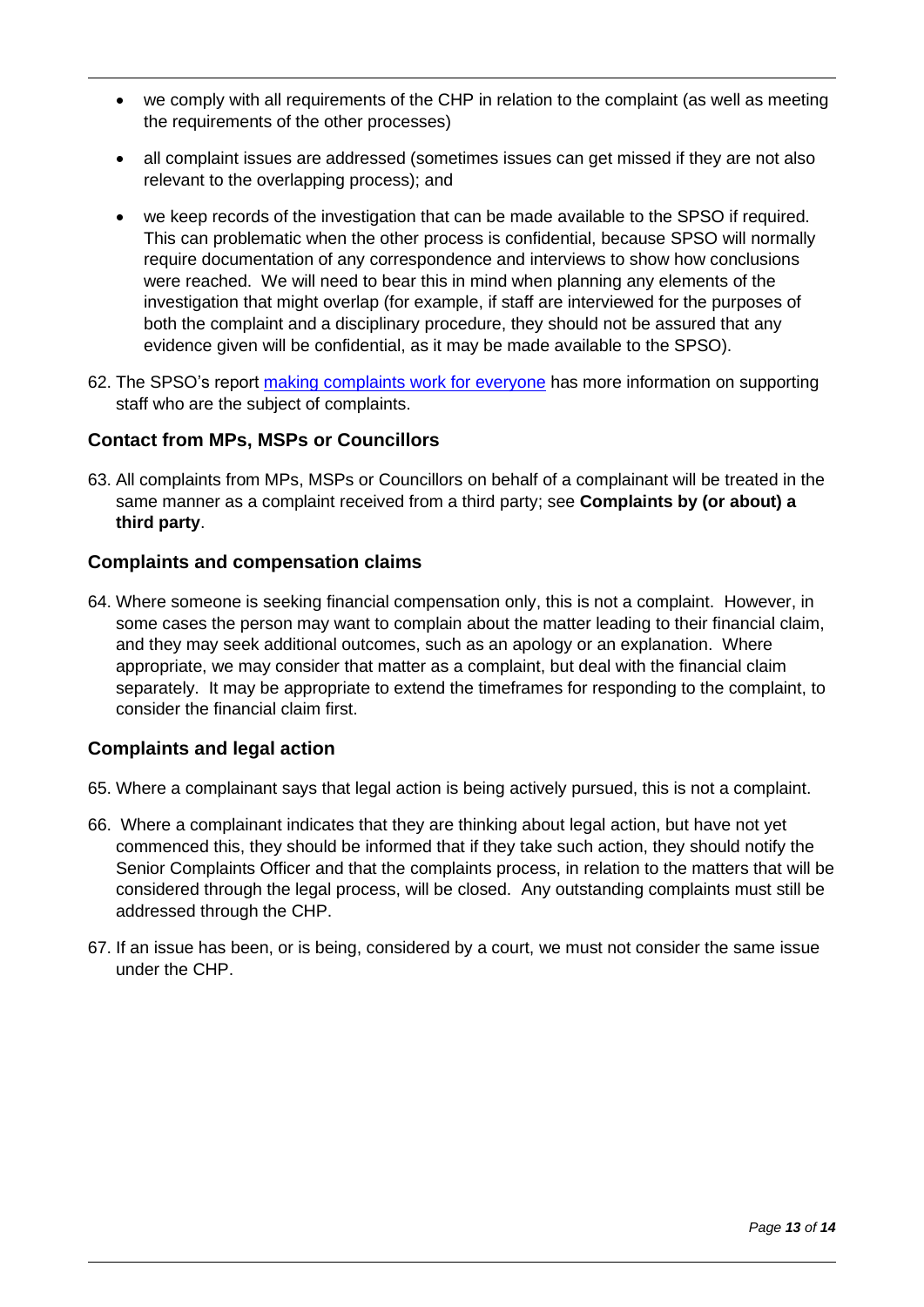- we comply with all requirements of the CHP in relation to the complaint (as well as meeting the requirements of the other processes)
- all complaint issues are addressed (sometimes issues can get missed if they are not also relevant to the overlapping process); and
- we keep records of the investigation that can be made available to the SPSO if required. This can problematic when the other process is confidential, because SPSO will normally require documentation of any correspondence and interviews to show how conclusions were reached. We will need to bear this in mind when planning any elements of the investigation that might overlap (for example, if staff are interviewed for the purposes of both the complaint and a disciplinary procedure, they should not be assured that any evidence given will be confidential, as it may be made available to the SPSO).

62. The SPSO's report making complaints work for everyone has more information on supporting staff who are the subject of complaints.

### Contact from MPs, MSPs or Councillors

63. All complaints from MPs, MSPs or Councillors on behalf of a complainant will be treated in the same manner as a complaint received from a third party; see **Complaints by (or about) a third party**.

### Complaints and compensation claims

64. Where someone is seeking financial compensation only, this is not a complaint. However, in some cases the person may want to complain about the matter leading to their financial claim, and they may seek additional outcomes, such as an apology or an explanation. Where appropriate, we may consider that matter as a complaint, but deal with the financial claim separately. It may be appropriate to extend the timeframes for responding to the complaint, to consider the financial claim first.

### Complaints and legal action

65. Where a complainant says that legal action is being actively pursued, this is not a complaint.

66. Where a complainant indicates that they are thinking about legal action, but have not yet commenced this, they should be informed that if they take such action, they should notify the Senior Complaints Officer and that the complaints process, in relation to the matters that will be considered through the legal process, will be closed. Any outstanding complaints must still be addressed through the CHP.

67. If an issue has been, or is being, considered by a court, we must not consider the same issue under the CHP.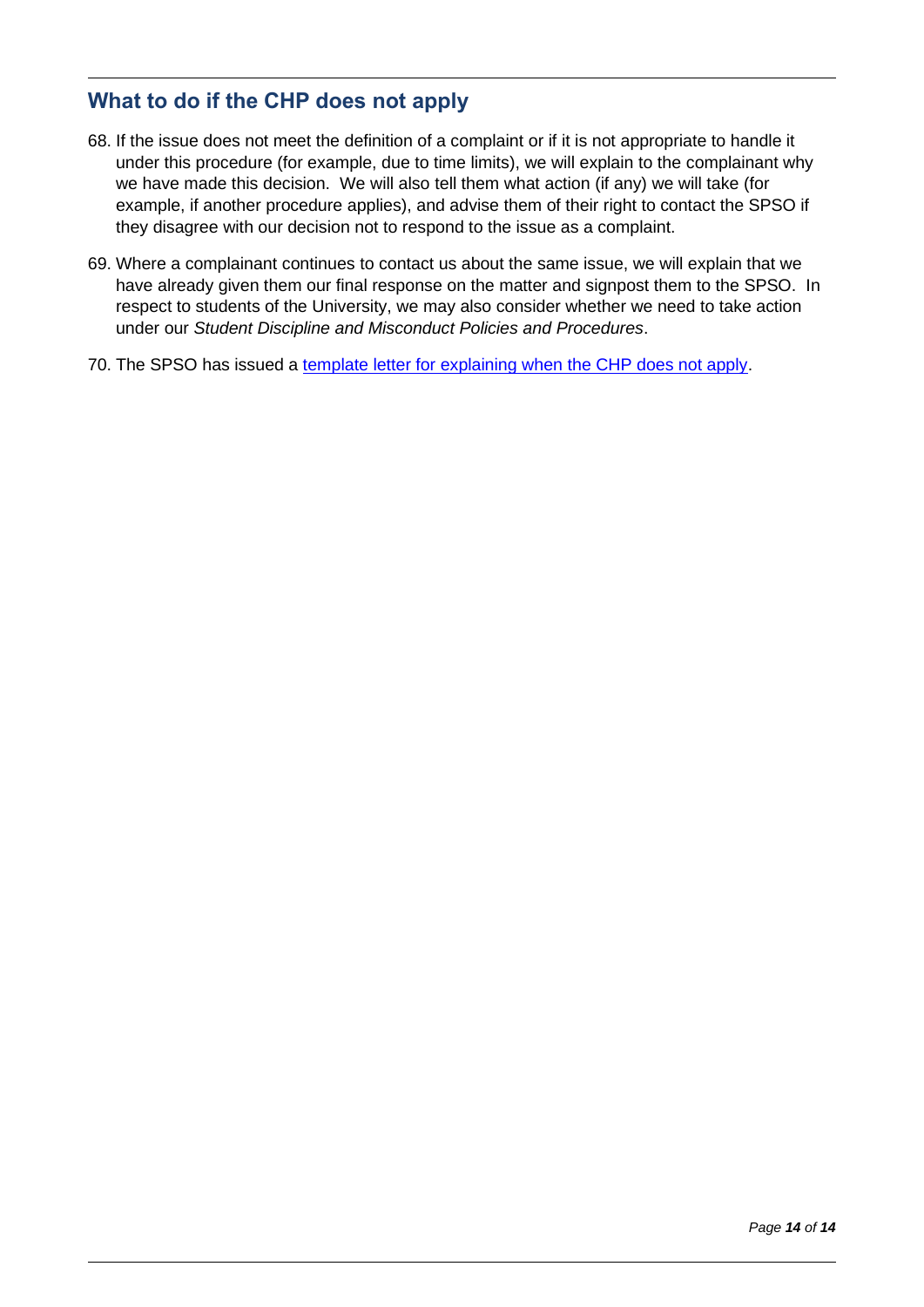## What to do if the CHP does not apply

68. If the issue does not meet the definition of a complaint or if it is not appropriate to handle it under this procedure (for example, due to time limits), we will explain to the complainant why we have made this decision. We will also tell them what action (if any) we will take (for example, if another procedure applies), and advise them of their right to contact the SPSO if they disagree with our decision not to respond to the issue as a complaint.

69. Where a complainant continues to contact us about the same issue, we will explain that we have already given them our final response on the matter and signpost them to the SPSO. In respect to students of the University, we may also consider whether we need to take action under our *Student Discipline and Misconduct Policies and Procedures*.

70. The SPSO has issued a template letter for explaining when the CHP does not apply.